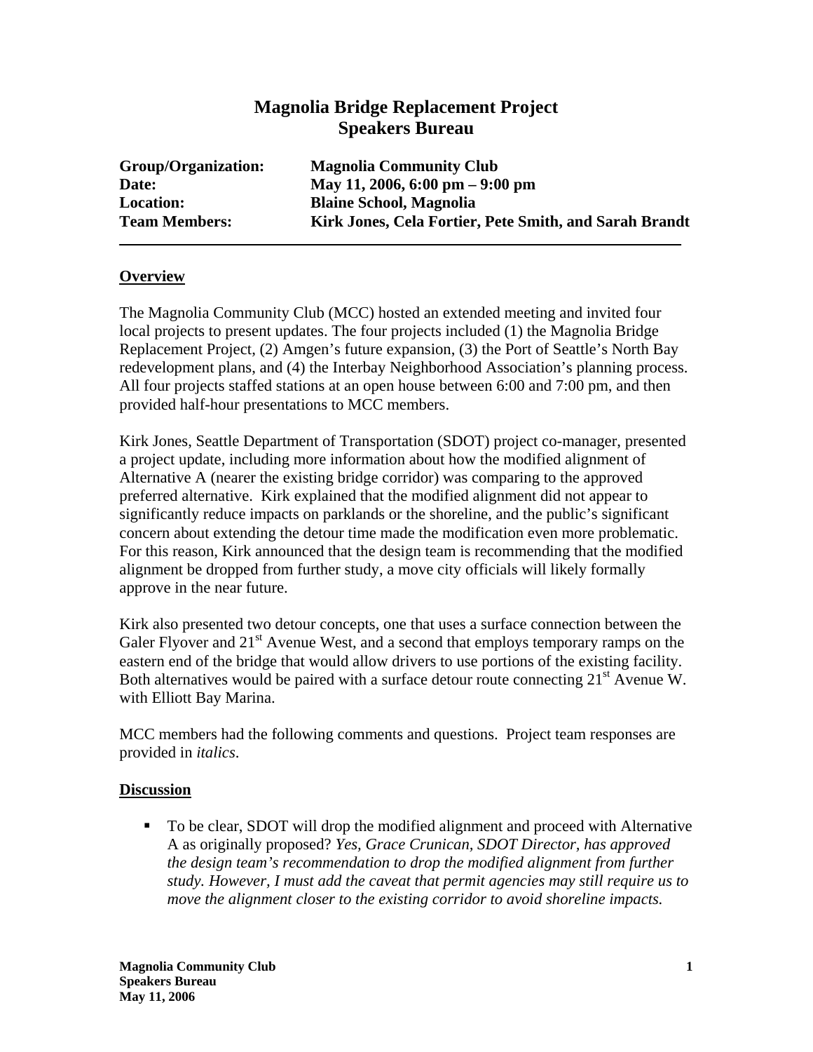# Magnolia Bridge Replacement Project
## Speakers Bureau

**Group/Organization:** **Magnolia Community Club**
**Date:** **May 11, 2006, 6:00 pm – 9:00 pm**
**Location:** **Blaine School, Magnolia**
**Team Members:** **Kirk Jones, Cela Fortier, Pete Smith, and Sarah Brandt**

---

### Overview

The Magnolia Community Club (MCC) hosted an extended meeting and invited four local projects to present updates. The four projects included (1) the Magnolia Bridge Replacement Project, (2) Amgen's future expansion, (3) the Port of Seattle's North Bay redevelopment plans, and (4) the Interbay Neighborhood Association's planning process. All four projects staffed stations at an open house between 6:00 and 7:00 pm, and then provided half-hour presentations to MCC members.

Kirk Jones, Seattle Department of Transportation (SDOT) project co-manager, presented a project update, including more information about how the modified alignment of Alternative A (nearer the existing bridge corridor) was comparing to the approved preferred alternative. Kirk explained that the modified alignment did not appear to significantly reduce impacts on parklands or the shoreline, and the public's significant concern about extending the detour time made the modification even more problematic. For this reason, Kirk announced that the design team is recommending that the modified alignment be dropped from further study, a move city officials will likely formally approve in the near future.

Kirk also presented two detour concepts, one that uses a surface connection between the Galer Flyover and 21st Avenue West, and a second that employs temporary ramps on the eastern end of the bridge that would allow drivers to use portions of the existing facility. Both alternatives would be paired with a surface detour route connecting 21st Avenue W. with Elliott Bay Marina.

MCC members had the following comments and questions. Project team responses are provided in *italics*.

### Discussion

- To be clear, SDOT will drop the modified alignment and proceed with Alternative A as originally proposed? *Yes, Grace Crunican, SDOT Director, has approved the design team's recommendation to drop the modified alignment from further study. However, I must add the caveat that permit agencies may still require us to move the alignment closer to the existing corridor to avoid shoreline impacts.*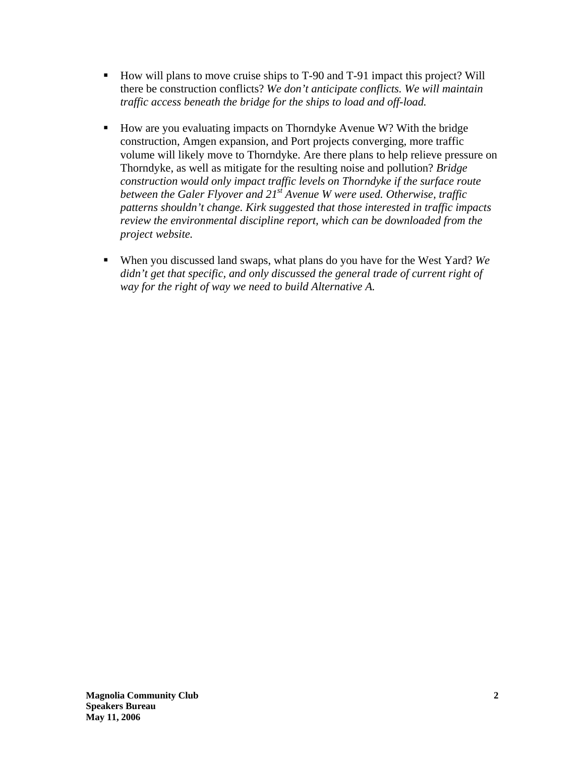- How will plans to move cruise ships to T-90 and T-91 impact this project? Will there be construction conflicts? *We don't anticipate conflicts. We will maintain traffic access beneath the bridge for the ships to load and off-load.*

- How are you evaluating impacts on Thorndyke Avenue W? With the bridge construction, Amgen expansion, and Port projects converging, more traffic volume will likely move to Thorndyke. Are there plans to help relieve pressure on Thorndyke, as well as mitigate for the resulting noise and pollution? *Bridge construction would only impact traffic levels on Thorndyke if the surface route between the Galer Flyover and 21st Avenue W were used. Otherwise, traffic patterns shouldn't change. Kirk suggested that those interested in traffic impacts review the environmental discipline report, which can be downloaded from the project website.*

- When you discussed land swaps, what plans do you have for the West Yard? *We didn't get that specific, and only discussed the general trade of current right of way for the right of way we need to build Alternative A.*